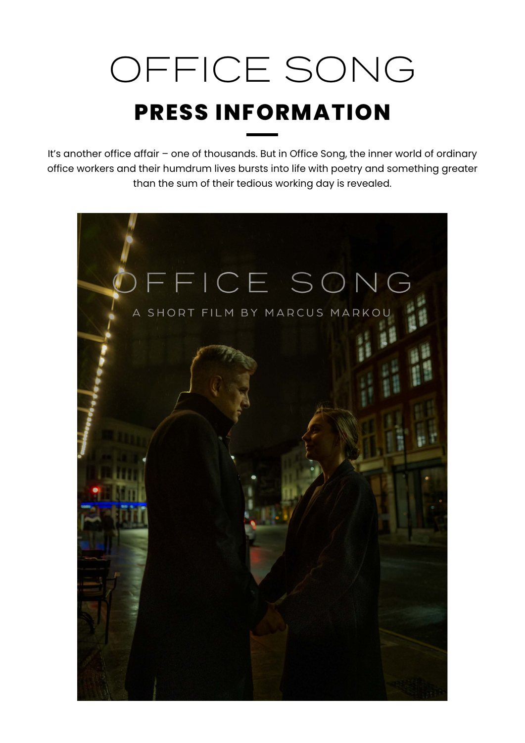# OFFICE SONG

## PRESS INFORMATION

It's another office affair – one of thousands. But in Office Song, the inner world of ordinary office workers and their humdrum lives bursts into life with poetry and something greater than the sum of their tedious working day is revealed.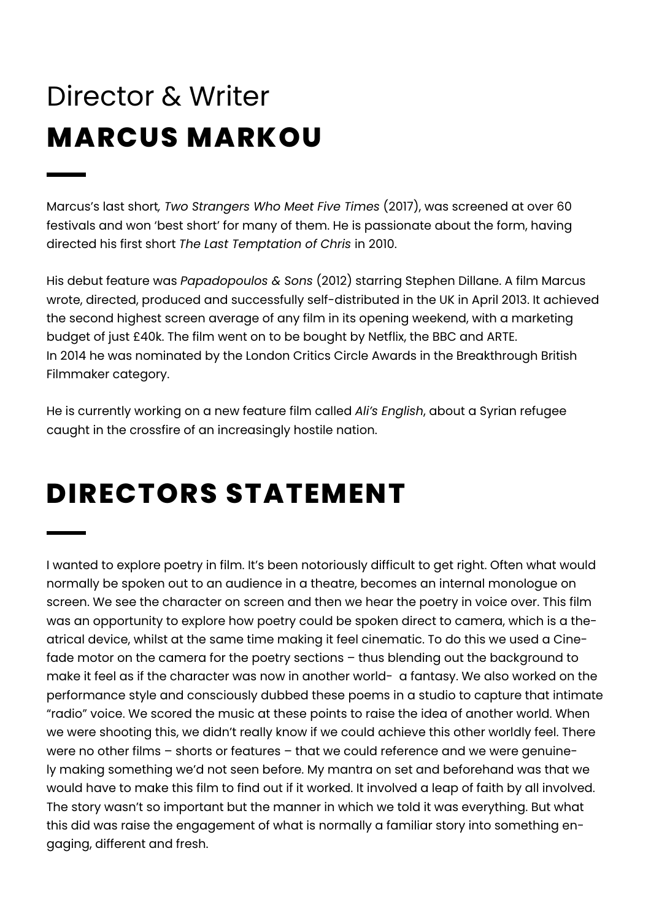Director & Writer

# MARCUS MARKOU

Marcus's last short*, Two Strangers Who Meet Five Times* (2017), was screened at over 60 festivals and won 'best short' for many of them. He is passionate about the form, having directed his first short *The Last Temptation of Chris* in 2010.

His debut feature was *Papadopoulos & Sons* (2012) starring Stephen Dillane. A film Marcus wrote, directed, produced and successfully self-distributed in the UK in April 2013. It achieved the second highest screen average of any film in its opening weekend, with a marketing budget of just £40k. The film went on to be bought by Netflix, the BBC and ARTE.
In 2014 he was nominated by the London Critics Circle Awards in the Breakthrough British Filmmaker category.

He is currently working on a new feature film called *Ali's English*, about a Syrian refugee caught in the crossfire of an increasingly hostile nation.

# DIRECTORS STATEMENT

I wanted to explore poetry in film. It's been notoriously difficult to get right. Often what would normally be spoken out to an audience in a theatre, becomes an internal monologue on screen. We see the character on screen and then we hear the poetry in voice over. This film was an opportunity to explore how poetry could be spoken direct to camera, which is a theatrical device, whilst at the same time making it feel cinematic. To do this we used a Cinefade motor on the camera for the poetry sections – thus blending out the background to make it feel as if the character was now in another world- a fantasy. We also worked on the performance style and consciously dubbed these poems in a studio to capture that intimate "radio" voice. We scored the music at these points to raise the idea of another world. When we were shooting this, we didn't really know if we could achieve this other worldly feel. There were no other films – shorts or features – that we could reference and we were genuinely making something we'd not seen before. My mantra on set and beforehand was that we would have to make this film to find out if it worked. It involved a leap of faith by all involved. The story wasn't so important but the manner in which we told it was everything. But what this did was raise the engagement of what is normally a familiar story into something engaging, different and fresh.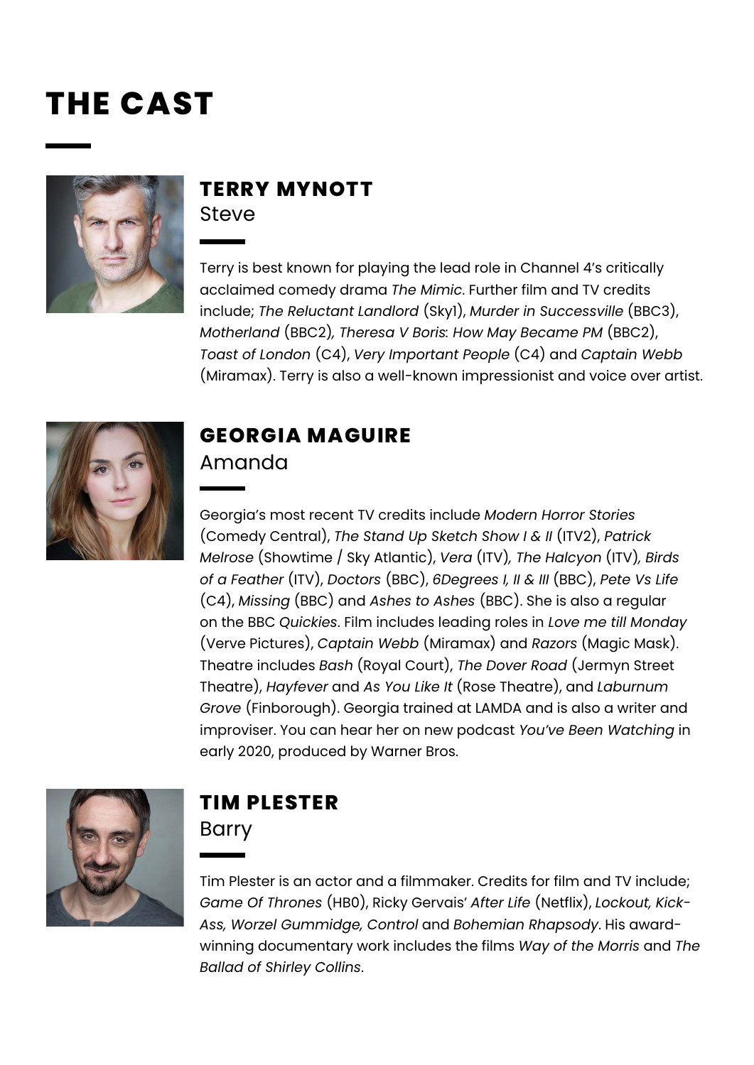# THE CAST

## TERRY MYNOTT

Steve

Terry is best known for playing the lead role in Channel 4's critically acclaimed comedy drama *The Mimic*. Further film and TV credits include; *The Reluctant Landlord* (Sky1), *Murder in Successville* (BBC3), *Motherland* (BBC2)*, Theresa V Boris: How May Became PM* (BBC2), *Toast of London* (C4), *Very Important People* (C4) and *Captain Webb* (Miramax). Terry is also a well-known impressionist and voice over artist.

## GEORGIA MAGUIRE

Amanda

Georgia's most recent TV credits include *Modern Horror Stories* (Comedy Central), *The Stand Up Sketch Show I & II* (ITV2), *Patrick Melrose* (Showtime / Sky Atlantic), *Vera* (ITV)*, The Halcyon* (ITV)*, Birds of a Feather* (ITV), *Doctors* (BBC), *6Degrees I, II & III* (BBC), *Pete Vs Life* (C4), *Missing* (BBC) and *Ashes to Ashes* (BBC). She is also a regular on the BBC *Quickies*. Film includes leading roles in *Love me till Monday* (Verve Pictures), *Captain Webb* (Miramax) and *Razors* (Magic Mask). Theatre includes *Bash* (Royal Court), *The Dover Road* (Jermyn Street Theatre), *Hayfever* and *As You Like It* (Rose Theatre), and *Laburnum Grove* (Finborough). Georgia trained at LAMDA and is also a writer and improviser. You can hear her on new podcast *You've Been Watching* in early 2020, produced by Warner Bros.

## TIM PLESTER

Barry

Tim Plester is an actor and a filmmaker. Credits for film and TV include; *Game Of Thrones* (HB0), Ricky Gervais' *After Life* (Netflix), *Lockout, Kick-Ass, Worzel Gummidge, Control* and *Bohemian Rhapsody*. His award-winning documentary work includes the films *Way of the Morris* and *The Ballad of Shirley Collins*.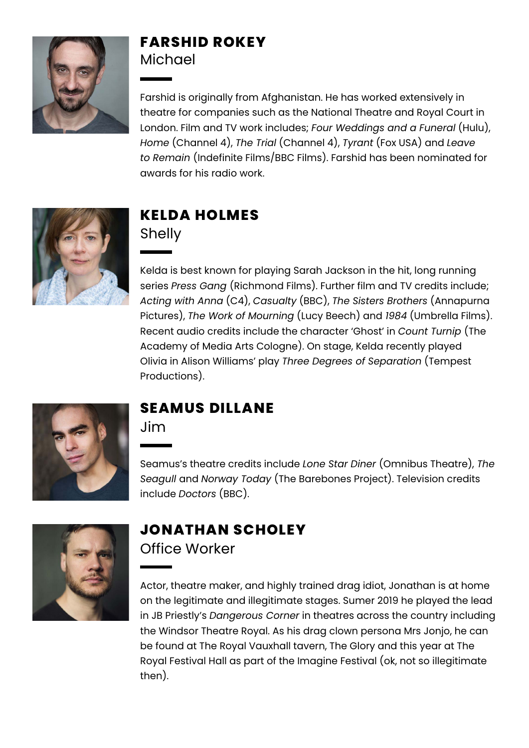## FARSHID ROKEY

Michael

Farshid is originally from Afghanistan. He has worked extensively in theatre for companies such as the National Theatre and Royal Court in London. Film and TV work includes; *Four Weddings and a Funeral* (Hulu), *Home* (Channel 4), *The Trial* (Channel 4), *Tyrant* (Fox USA) and *Leave to Remain* (Indefinite Films/BBC Films). Farshid has been nominated for awards for his radio work.

## KELDA HOLMES

Shelly

Kelda is best known for playing Sarah Jackson in the hit, long running series *Press Gang* (Richmond Films). Further film and TV credits include; *Acting with Anna* (C4), *Casualty* (BBC), *The Sisters Brothers* (Annapurna Pictures), *The Work of Mourning* (Lucy Beech) and *1984* (Umbrella Films). Recent audio credits include the character 'Ghost' in *Count Turnip* (The Academy of Media Arts Cologne). On stage, Kelda recently played Olivia in Alison Williams' play *Three Degrees of Separation* (Tempest Productions).

## SEAMUS DILLANE

Jim

Seamus's theatre credits include *Lone Star Diner* (Omnibus Theatre), *The Seagull* and *Norway Today* (The Barebones Project). Television credits include *Doctors* (BBC).

## JONATHAN SCHOLEY

Office Worker

Actor, theatre maker, and highly trained drag idiot, Jonathan is at home on the legitimate and illegitimate stages. Sumer 2019 he played the lead in JB Priestly's *Dangerous Corner* in theatres across the country including the Windsor Theatre Royal. As his drag clown persona Mrs Jonjo, he can be found at The Royal Vauxhall tavern, The Glory and this year at The Royal Festival Hall as part of the Imagine Festival (ok, not so illegitimate then).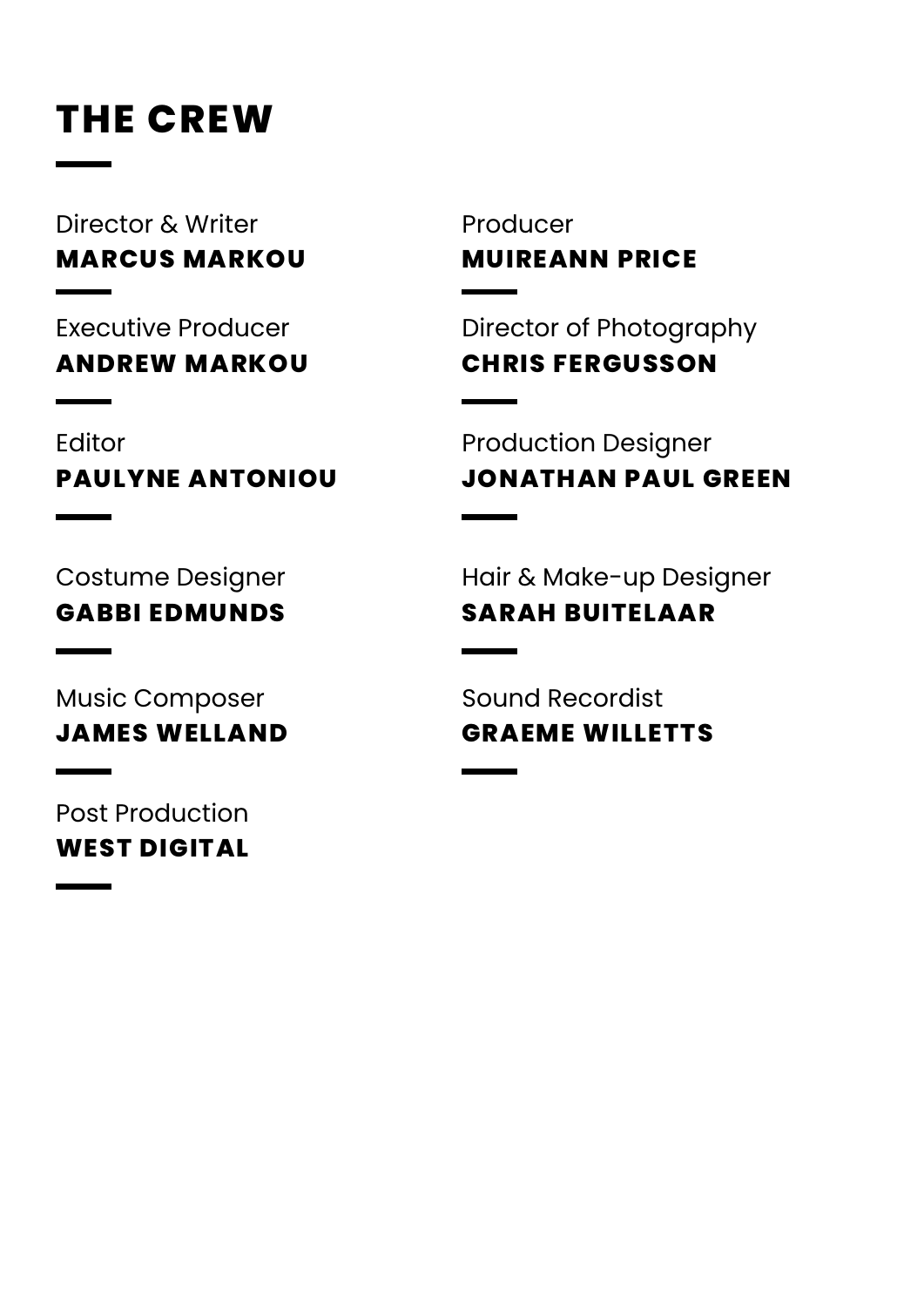# THE CREW

Director & Writer
**MARCUS MARKOU**

Producer
**MUIREANN PRICE**

Executive Producer
**ANDREW MARKOU**

Director of Photography
**CHRIS FERGUSSON**

Editor
**PAULYNE ANTONIOU**

Production Designer
**JONATHAN PAUL GREEN**

Costume Designer
**GABBI EDMUNDS**

Hair & Make-up Designer
**SARAH BUITELAAR**

Music Composer
**JAMES WELLAND**

Sound Recordist
**GRAEME WILLETTS**

Post Production
**WEST DIGITAL**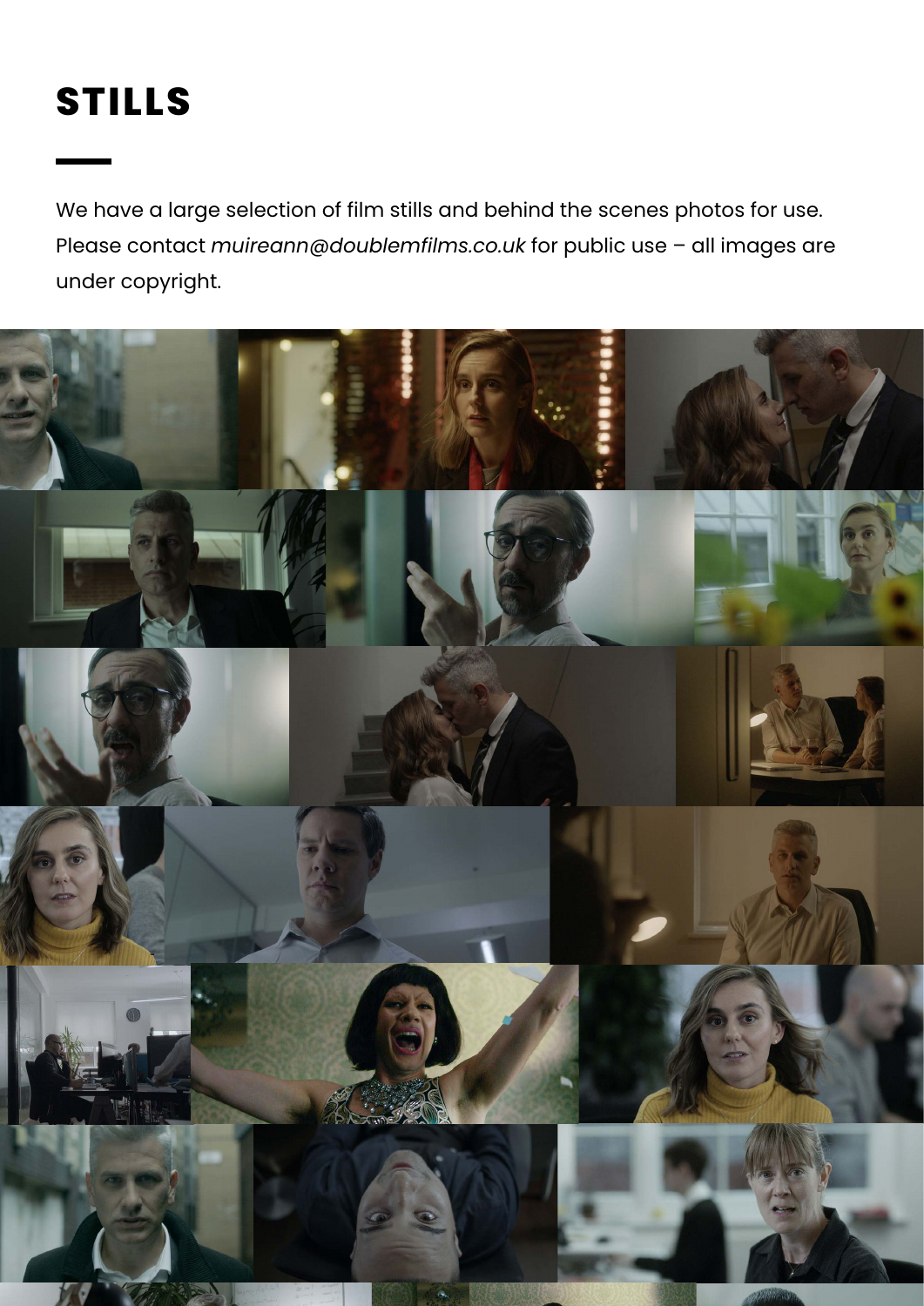# STILLS

We have a large selection of film stills and behind the scenes photos for use. Please contact *muireann@doublemfilms.co.uk* for public use – all images are under copyright.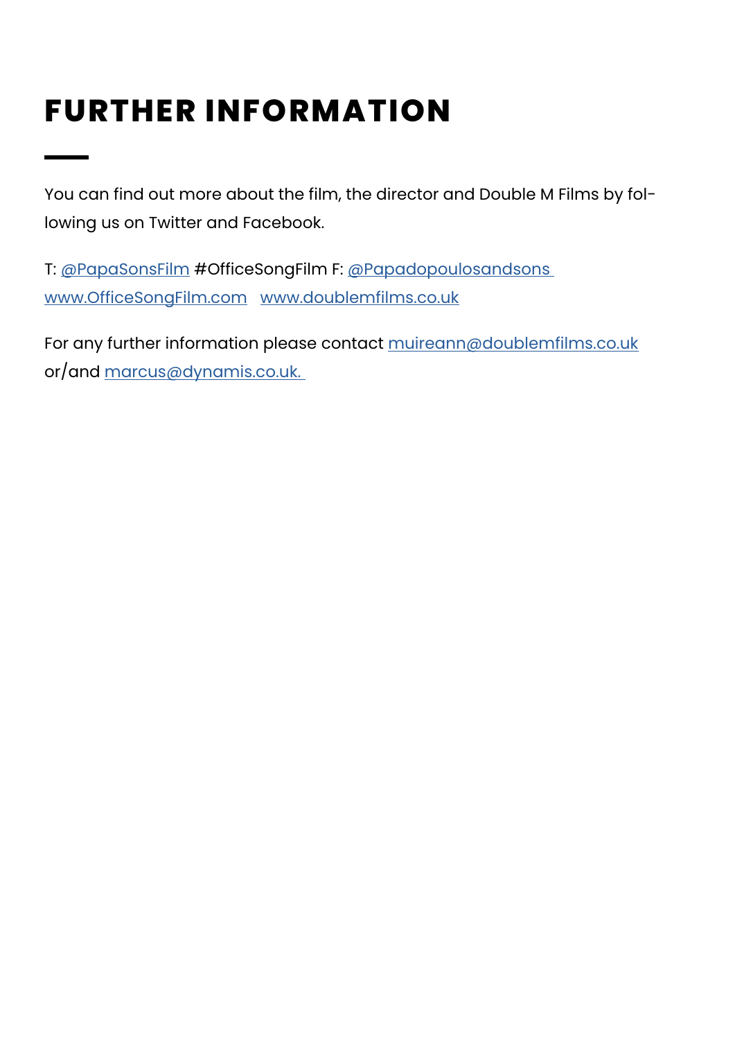# FURTHER INFORMATION

You can find out more about the film, the director and Double M Films by following us on Twitter and Facebook.

T: @PapaSonsFilm #OfficeSongFilm F: @Papadopoulosandsons
www.OfficeSongFilm.com www.doublemfilms.co.uk

For any further information please contact muireann@doublemfilms.co.uk or/and marcus@dynamis.co.uk.